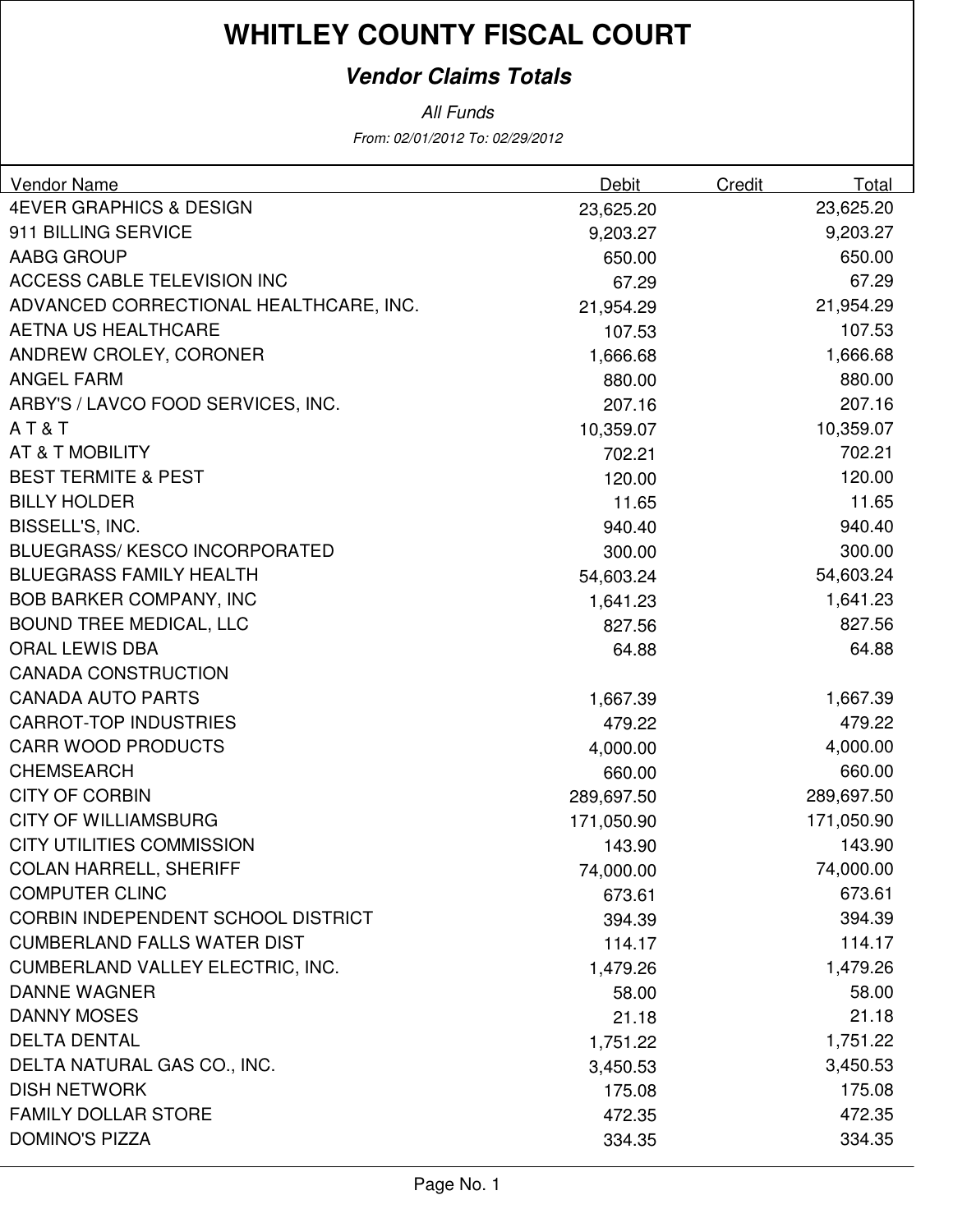# WHITLEY COUNTY FISCAL COURT

## *Vendor Claims Totals*

*All Funds*

*From: 02/01/2012 To: 02/29/2012*

| Vendor Name | Debit | Credit | Total |
|---|---|---|---|
| 4EVER GRAPHICS & DESIGN | 23,625.20 | | 23,625.20 |
| 911 BILLING SERVICE | 9,203.27 | | 9,203.27 |
| AABG GROUP | 650.00 | | 650.00 |
| ACCESS CABLE TELEVISION INC | 67.29 | | 67.29 |
| ADVANCED CORRECTIONAL HEALTHCARE, INC. | 21,954.29 | | 21,954.29 |
| AETNA US HEALTHCARE | 107.53 | | 107.53 |
| ANDREW CROLEY, CORONER | 1,666.68 | | 1,666.68 |
| ANGEL FARM | 880.00 | | 880.00 |
| ARBY'S / LAVCO FOOD SERVICES, INC. | 207.16 | | 207.16 |
| A T & T | 10,359.07 | | 10,359.07 |
| AT & T MOBILITY | 702.21 | | 702.21 |
| BEST TERMITE & PEST | 120.00 | | 120.00 |
| BILLY HOLDER | 11.65 | | 11.65 |
| BISSELL'S, INC. | 940.40 | | 940.40 |
| BLUEGRASS/ KESCO INCORPORATED | 300.00 | | 300.00 |
| BLUEGRASS FAMILY HEALTH | 54,603.24 | | 54,603.24 |
| BOB BARKER COMPANY, INC | 1,641.23 | | 1,641.23 |
| BOUND TREE MEDICAL, LLC | 827.56 | | 827.56 |
| ORAL LEWIS DBA | 64.88 | | 64.88 |
| CANADA CONSTRUCTION | | | |
| CANADA AUTO PARTS | 1,667.39 | | 1,667.39 |
| CARROT-TOP INDUSTRIES | 479.22 | | 479.22 |
| CARR WOOD PRODUCTS | 4,000.00 | | 4,000.00 |
| CHEMSEARCH | 660.00 | | 660.00 |
| CITY OF CORBIN | 289,697.50 | | 289,697.50 |
| CITY OF WILLIAMSBURG | 171,050.90 | | 171,050.90 |
| CITY UTILITIES COMMISSION | 143.90 | | 143.90 |
| COLAN HARRELL, SHERIFF | 74,000.00 | | 74,000.00 |
| COMPUTER CLINC | 673.61 | | 673.61 |
| CORBIN INDEPENDENT SCHOOL DISTRICT | 394.39 | | 394.39 |
| CUMBERLAND FALLS WATER DIST | 114.17 | | 114.17 |
| CUMBERLAND VALLEY ELECTRIC, INC. | 1,479.26 | | 1,479.26 |
| DANNE WAGNER | 58.00 | | 58.00 |
| DANNY MOSES | 21.18 | | 21.18 |
| DELTA DENTAL | 1,751.22 | | 1,751.22 |
| DELTA NATURAL GAS CO., INC. | 3,450.53 | | 3,450.53 |
| DISH NETWORK | 175.08 | | 175.08 |
| FAMILY DOLLAR STORE | 472.35 | | 472.35 |
| DOMINO'S PIZZA | 334.35 | | 334.35 |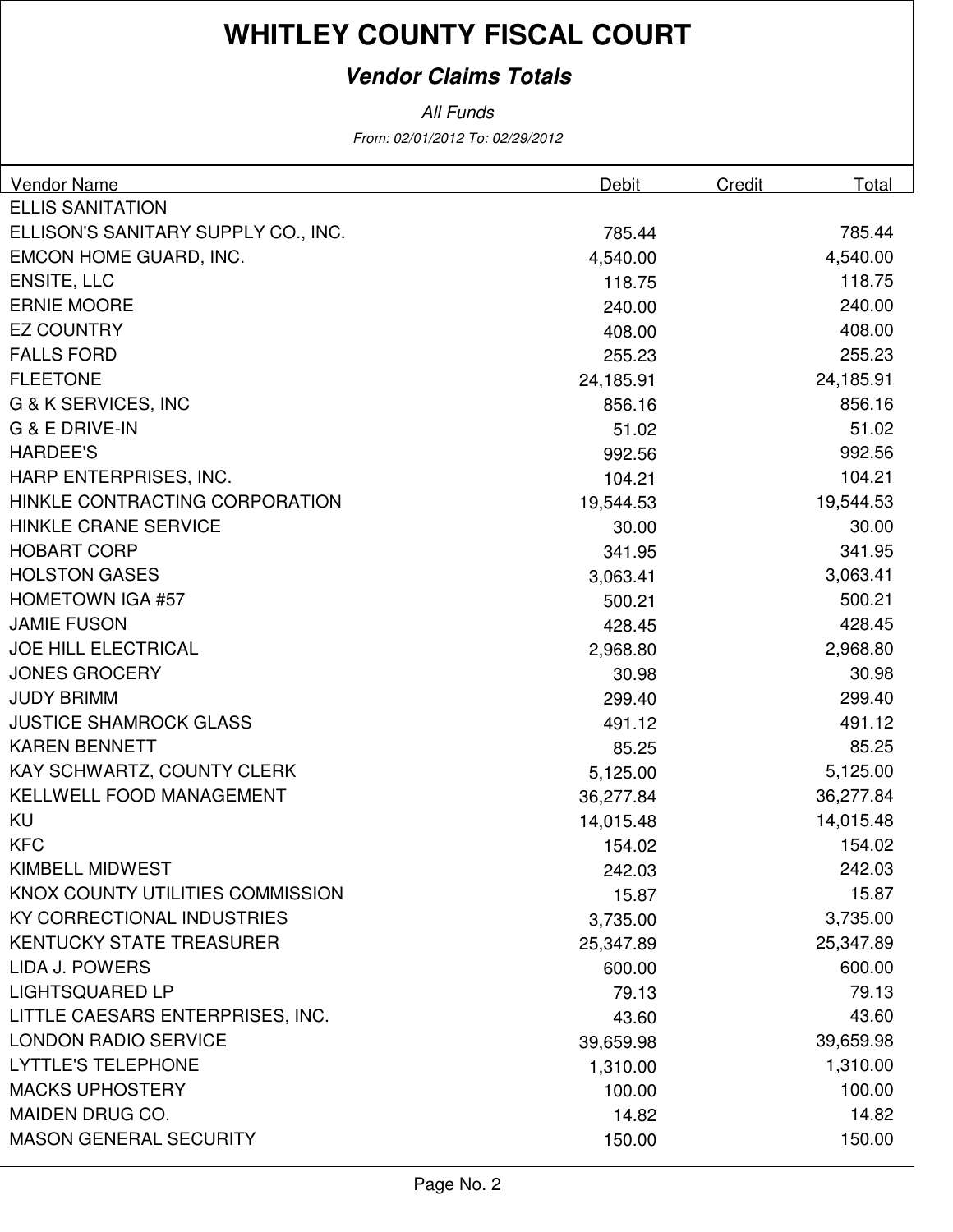# WHITLEY COUNTY FISCAL COURT

## *Vendor Claims Totals*

*All Funds*

*From: 02/01/2012 To: 02/29/2012*

| Vendor Name | Debit | Credit | Total |
|---|---|---|---|
| ELLIS SANITATION | | | |
| ELLISON'S SANITARY SUPPLY CO., INC. | 785.44 | | 785.44 |
| EMCON HOME GUARD, INC. | 4,540.00 | | 4,540.00 |
| ENSITE, LLC | 118.75 | | 118.75 |
| ERNIE MOORE | 240.00 | | 240.00 |
| EZ COUNTRY | 408.00 | | 408.00 |
| FALLS FORD | 255.23 | | 255.23 |
| FLEETONE | 24,185.91 | | 24,185.91 |
| G & K SERVICES, INC | 856.16 | | 856.16 |
| G & E DRIVE-IN | 51.02 | | 51.02 |
| HARDEE'S | 992.56 | | 992.56 |
| HARP ENTERPRISES, INC. | 104.21 | | 104.21 |
| HINKLE CONTRACTING CORPORATION | 19,544.53 | | 19,544.53 |
| HINKLE CRANE SERVICE | 30.00 | | 30.00 |
| HOBART CORP | 341.95 | | 341.95 |
| HOLSTON GASES | 3,063.41 | | 3,063.41 |
| HOMETOWN IGA #57 | 500.21 | | 500.21 |
| JAMIE FUSON | 428.45 | | 428.45 |
| JOE HILL ELECTRICAL | 2,968.80 | | 2,968.80 |
| JONES GROCERY | 30.98 | | 30.98 |
| JUDY BRIMM | 299.40 | | 299.40 |
| JUSTICE SHAMROCK GLASS | 491.12 | | 491.12 |
| KAREN BENNETT | 85.25 | | 85.25 |
| KAY SCHWARTZ, COUNTY CLERK | 5,125.00 | | 5,125.00 |
| KELLWELL FOOD MANAGEMENT | 36,277.84 | | 36,277.84 |
| KU | 14,015.48 | | 14,015.48 |
| KFC | 154.02 | | 154.02 |
| KIMBELL MIDWEST | 242.03 | | 242.03 |
| KNOX COUNTY UTILITIES COMMISSION | 15.87 | | 15.87 |
| KY CORRECTIONAL INDUSTRIES | 3,735.00 | | 3,735.00 |
| KENTUCKY STATE TREASURER | 25,347.89 | | 25,347.89 |
| LIDA J. POWERS | 600.00 | | 600.00 |
| LIGHTSQUARED LP | 79.13 | | 79.13 |
| LITTLE CAESARS ENTERPRISES, INC. | 43.60 | | 43.60 |
| LONDON RADIO SERVICE | 39,659.98 | | 39,659.98 |
| LYTTLE'S TELEPHONE | 1,310.00 | | 1,310.00 |
| MACKS UPHOSTERY | 100.00 | | 100.00 |
| MAIDEN DRUG CO. | 14.82 | | 14.82 |
| MASON GENERAL SECURITY | 150.00 | | 150.00 |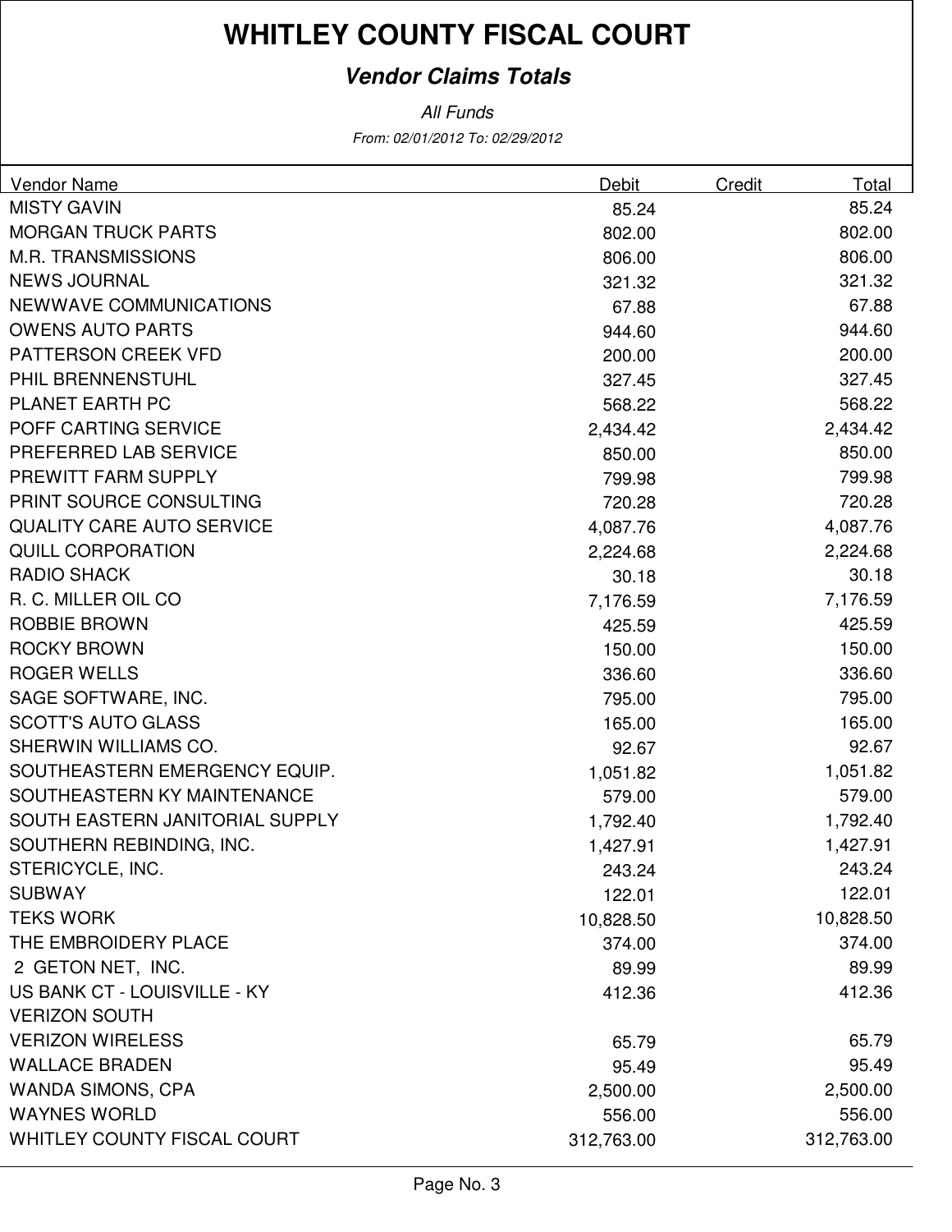# WHITLEY COUNTY FISCAL COURT

## *Vendor Claims Totals*

*All Funds*

*From: 02/01/2012 To: 02/29/2012*

| Vendor Name | Debit | Credit | Total |
|---|---|---|---|
| MISTY GAVIN | 85.24 | | 85.24 |
| MORGAN TRUCK PARTS | 802.00 | | 802.00 |
| M.R. TRANSMISSIONS | 806.00 | | 806.00 |
| NEWS JOURNAL | 321.32 | | 321.32 |
| NEWWAVE COMMUNICATIONS | 67.88 | | 67.88 |
| OWENS AUTO PARTS | 944.60 | | 944.60 |
| PATTERSON CREEK VFD | 200.00 | | 200.00 |
| PHIL BRENNENSTUHL | 327.45 | | 327.45 |
| PLANET EARTH PC | 568.22 | | 568.22 |
| POFF CARTING SERVICE | 2,434.42 | | 2,434.42 |
| PREFERRED LAB SERVICE | 850.00 | | 850.00 |
| PREWITT FARM SUPPLY | 799.98 | | 799.98 |
| PRINT SOURCE CONSULTING | 720.28 | | 720.28 |
| QUALITY CARE AUTO SERVICE | 4,087.76 | | 4,087.76 |
| QUILL CORPORATION | 2,224.68 | | 2,224.68 |
| RADIO SHACK | 30.18 | | 30.18 |
| R. C. MILLER OIL CO | 7,176.59 | | 7,176.59 |
| ROBBIE BROWN | 425.59 | | 425.59 |
| ROCKY BROWN | 150.00 | | 150.00 |
| ROGER WELLS | 336.60 | | 336.60 |
| SAGE SOFTWARE, INC. | 795.00 | | 795.00 |
| SCOTT'S AUTO GLASS | 165.00 | | 165.00 |
| SHERWIN WILLIAMS CO. | 92.67 | | 92.67 |
| SOUTHEASTERN EMERGENCY EQUIP. | 1,051.82 | | 1,051.82 |
| SOUTHEASTERN KY MAINTENANCE | 579.00 | | 579.00 |
| SOUTH EASTERN JANITORIAL SUPPLY | 1,792.40 | | 1,792.40 |
| SOUTHERN REBINDING, INC. | 1,427.91 | | 1,427.91 |
| STERICYCLE, INC. | 243.24 | | 243.24 |
| SUBWAY | 122.01 | | 122.01 |
| TEKS WORK | 10,828.50 | | 10,828.50 |
| THE EMBROIDERY PLACE | 374.00 | | 374.00 |
| 2 GETON NET, INC. | 89.99 | | 89.99 |
| US BANK CT - LOUISVILLE - KY | 412.36 | | 412.36 |
| VERIZON SOUTH | | | |
| VERIZON WIRELESS | 65.79 | | 65.79 |
| WALLACE BRADEN | 95.49 | | 95.49 |
| WANDA SIMONS, CPA | 2,500.00 | | 2,500.00 |
| WAYNES WORLD | 556.00 | | 556.00 |
| WHITLEY COUNTY FISCAL COURT | 312,763.00 | | 312,763.00 |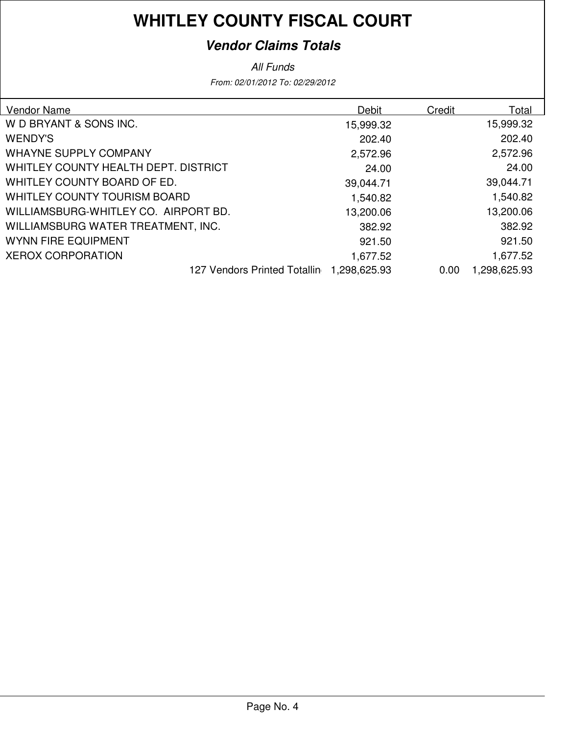# WHITLEY COUNTY FISCAL COURT

## *Vendor Claims Totals*

*All Funds*

*From: 02/01/2012 To: 02/29/2012*

| Vendor Name | Debit | Credit | Total |
|---|---|---|---|
| W D BRYANT & SONS INC. | 15,999.32 | | 15,999.32 |
| WENDY'S | 202.40 | | 202.40 |
| WHAYNE SUPPLY COMPANY | 2,572.96 | | 2,572.96 |
| WHITLEY COUNTY HEALTH DEPT. DISTRICT | 24.00 | | 24.00 |
| WHITLEY COUNTY BOARD OF ED. | 39,044.71 | | 39,044.71 |
| WHITLEY COUNTY TOURISM BOARD | 1,540.82 | | 1,540.82 |
| WILLIAMSBURG-WHITLEY CO. AIRPORT BD. | 13,200.06 | | 13,200.06 |
| WILLIAMSBURG WATER TREATMENT, INC. | 382.92 | | 382.92 |
| WYNN FIRE EQUIPMENT | 921.50 | | 921.50 |
| XEROX CORPORATION | 1,677.52 | | 1,677.52 |
| 127 Vendors Printed Totallin | 1,298,625.93 | 0.00 | 1,298,625.93 |